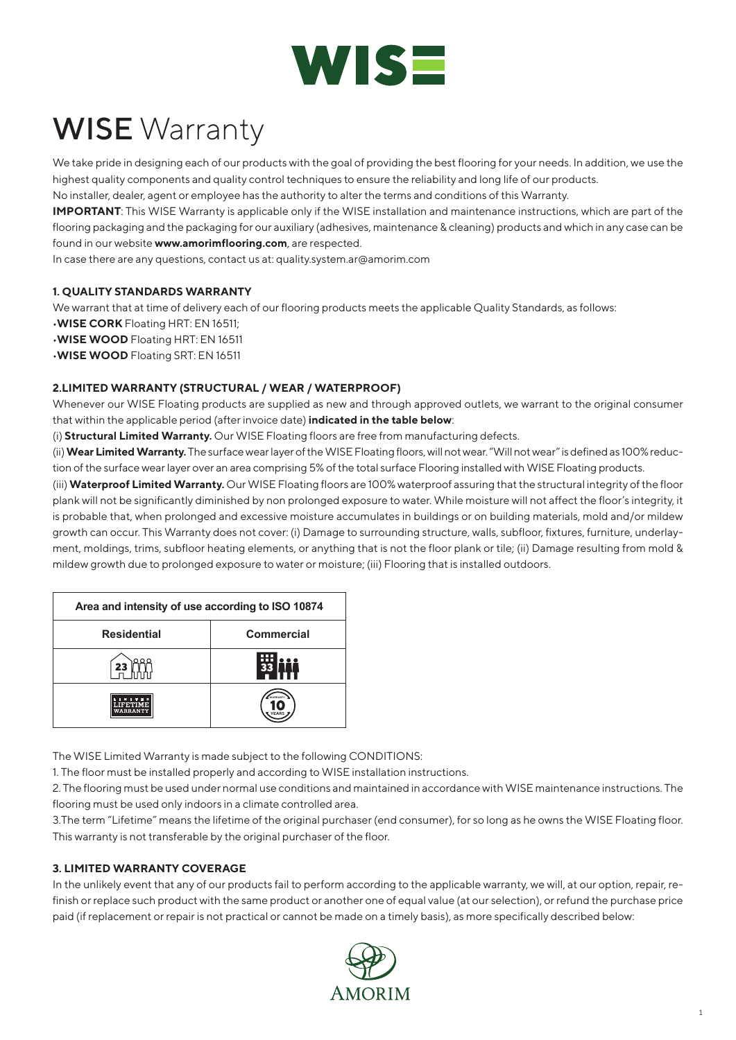# WISE Warranty

We take pride in designing each of our products with the goal of providing the best flooring for your needs. In addition, we use the highest quality components and quality control techniques to ensure the reliability and long life of our products.

No installer, dealer, agent or employee has the authority to alter the terms and conditions of this Warranty.

**IMPORTANT**: This WISE Warranty is applicable only if the WISE installation and maintenance instructions, which are part of the flooring packaging and the packaging for our auxiliary (adhesives, maintenance & cleaning) products and which in any case can be found in our website **www.amorimflooring.com**, are respected.

In case there are any questions, contact us at: quality.system.ar@amorim.com

### 1. QUALITY STANDARDS WARRANTY

We warrant that at time of delivery each of our flooring products meets the applicable Quality Standards, as follows:

- **WISE CORK** Floating HRT: EN 16511;
- **WISE WOOD** Floating HRT: EN 16511
- **WISE WOOD** Floating SRT: EN 16511

### 2.LIMITED WARRANTY (STRUCTURAL / WEAR / WATERPROOF)

Whenever our WISE Floating products are supplied as new and through approved outlets, we warrant to the original consumer that within the applicable period (after invoice date) **indicated in the table below**:

(i) **Structural Limited Warranty.** Our WISE Floating floors are free from manufacturing defects.

(ii) **Wear Limited Warranty.** The surface wear layer of the WISE Floating floors, will not wear. "Will not wear" is defined as 100% reduction of the surface wear layer over an area comprising 5% of the total surface Flooring installed with WISE Floating products.

(iii) **Waterproof Limited Warranty.** Our WISE Floating floors are 100% waterproof assuring that the structural integrity of the floor plank will not be significantly diminished by non prolonged exposure to water. While moisture will not affect the floor's integrity, it is probable that, when prolonged and excessive moisture accumulates in buildings or on building materials, mold and/or mildew growth can occur. This Warranty does not cover: (i) Damage to surrounding structure, walls, subfloor, fixtures, furniture, underlayment, moldings, trims, subfloor heating elements, or anything that is not the floor plank or tile; (ii) Damage resulting from mold & mildew growth due to prolonged exposure to water or moisture; (iii) Flooring that is installed outdoors.

| Area and intensity of use according to ISO 10874 | |
|---|---|
| **Residential** | **Commercial** |
| 23 | 33 |
| LIMITED LIFETIME WARRANTY | WARRANTY 10 YEARS |

The WISE Limited Warranty is made subject to the following CONDITIONS:

1. The floor must be installed properly and according to WISE installation instructions.
2. The flooring must be used under normal use conditions and maintained in accordance with WISE maintenance instructions. The flooring must be used only indoors in a climate controlled area.
3. The term "Lifetime" means the lifetime of the original purchaser (end consumer), for so long as he owns the WISE Floating floor. This warranty is not transferable by the original purchaser of the floor.

### 3. LIMITED WARRANTY COVERAGE

In the unlikely event that any of our products fail to perform according to the applicable warranty, we will, at our option, repair, refinish or replace such product with the same product or another one of equal value (at our selection), or refund the purchase price paid (if replacement or repair is not practical or cannot be made on a timely basis), as more specifically described below: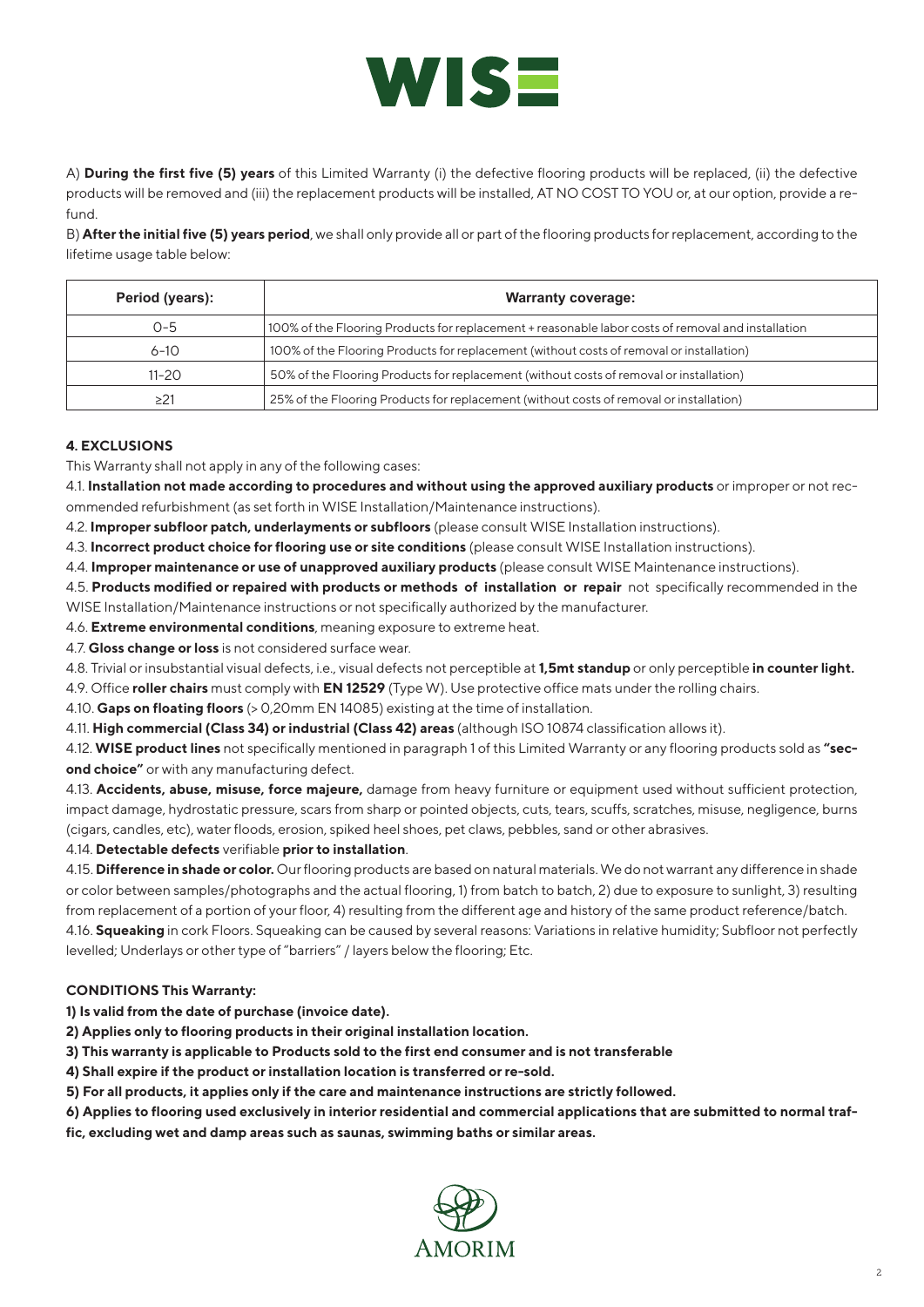A) **During the first five (5) years** of this Limited Warranty (i) the defective flooring products will be replaced, (ii) the defective products will be removed and (iii) the replacement products will be installed, AT NO COST TO YOU or, at our option, provide a refund.

B) **After the initial five (5) years period**, we shall only provide all or part of the flooring products for replacement, according to the lifetime usage table below:

| Period (years): | Warranty coverage: |
|---|---|
| 0-5 | 100% of the Flooring Products for replacement + reasonable labor costs of removal and installation |
| 6-10 | 100% of the Flooring Products for replacement (without costs of removal or installation) |
| 11-20 | 50% of the Flooring Products for replacement (without costs of removal or installation) |
| ≥21 | 25% of the Flooring Products for replacement (without costs of removal or installation) |

## 4. EXCLUSIONS

This Warranty shall not apply in any of the following cases:

4.1. **Installation not made according to procedures and without using the approved auxiliary products** or improper or not recommended refurbishment (as set forth in WISE Installation/Maintenance instructions).

4.2. **Improper subfloor patch, underlayments or subfloors** (please consult WISE Installation instructions).

4.3. **Incorrect product choice for flooring use or site conditions** (please consult WISE Installation instructions).

4.4. **Improper maintenance or use of unapproved auxiliary products** (please consult WISE Maintenance instructions).

4.5. **Products modified or repaired with products or methods of installation or repair** not specifically recommended in the WISE Installation/Maintenance instructions or not specifically authorized by the manufacturer.

4.6. **Extreme environmental conditions**, meaning exposure to extreme heat.

4.7. **Gloss change or loss** is not considered surface wear.

4.8. Trivial or insubstantial visual defects, i.e., visual defects not perceptible at **1,5mt standup** or only perceptible **in counter light.**

4.9. Office **roller chairs** must comply with **EN 12529** (Type W). Use protective office mats under the rolling chairs.

4.10. **Gaps on floating floors** (> 0,20mm EN 14085) existing at the time of installation.

4.11. **High commercial (Class 34) or industrial (Class 42) areas** (although ISO 10874 classification allows it).

4.12. **WISE product lines** not specifically mentioned in paragraph 1 of this Limited Warranty or any flooring products sold as **"second choice"** or with any manufacturing defect.

4.13. **Accidents, abuse, misuse, force majeure,** damage from heavy furniture or equipment used without sufficient protection, impact damage, hydrostatic pressure, scars from sharp or pointed objects, cuts, tears, scuffs, scratches, misuse, negligence, burns (cigars, candles, etc), water floods, erosion, spiked heel shoes, pet claws, pebbles, sand or other abrasives.

4.14. **Detectable defects** verifiable **prior to installation**.

4.15. **Difference in shade or color.** Our flooring products are based on natural materials. We do not warrant any difference in shade or color between samples/photographs and the actual flooring, 1) from batch to batch, 2) due to exposure to sunlight, 3) resulting from replacement of a portion of your floor, 4) resulting from the different age and history of the same product reference/batch.

4.16. **Squeaking** in cork Floors. Squeaking can be caused by several reasons: Variations in relative humidity; Subfloor not perfectly levelled; Underlays or other type of "barriers" / layers below the flooring; Etc.

**CONDITIONS This Warranty:**

**1) Is valid from the date of purchase (invoice date).**

**2) Applies only to flooring products in their original installation location.**

**3) This warranty is applicable to Products sold to the first end consumer and is not transferable**

**4) Shall expire if the product or installation location is transferred or re-sold.**

**5) For all products, it applies only if the care and maintenance instructions are strictly followed.**

**6) Applies to flooring used exclusively in interior residential and commercial applications that are submitted to normal traffic, excluding wet and damp areas such as saunas, swimming baths or similar areas.**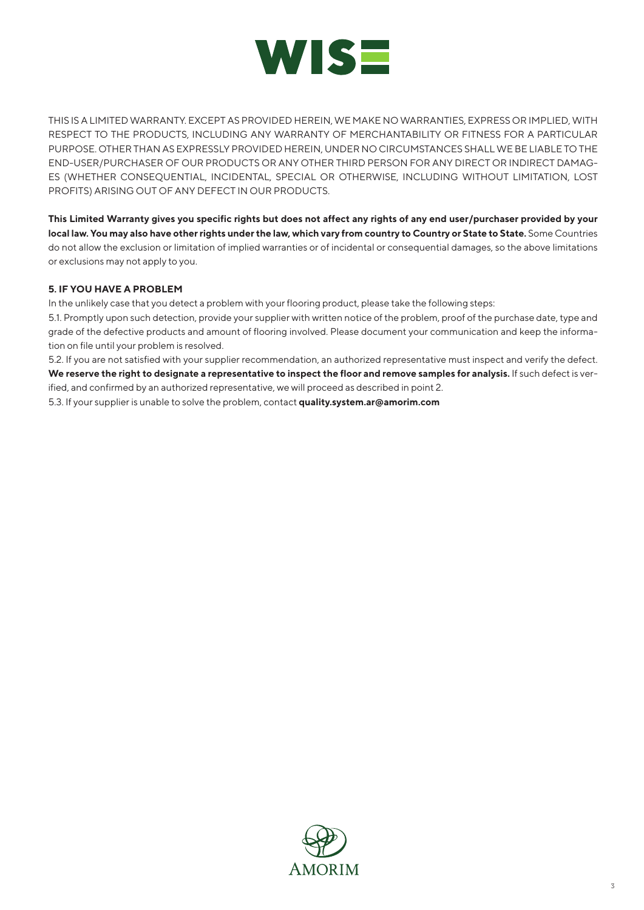THIS IS A LIMITED WARRANTY. EXCEPT AS PROVIDED HEREIN, WE MAKE NO WARRANTIES, EXPRESS OR IMPLIED, WITH RESPECT TO THE PRODUCTS, INCLUDING ANY WARRANTY OF MERCHANTABILITY OR FITNESS FOR A PARTICULAR PURPOSE. OTHER THAN AS EXPRESSLY PROVIDED HEREIN, UNDER NO CIRCUMSTANCES SHALL WE BE LIABLE TO THE END-USER/PURCHASER OF OUR PRODUCTS OR ANY OTHER THIRD PERSON FOR ANY DIRECT OR INDIRECT DAMAGES (WHETHER CONSEQUENTIAL, INCIDENTAL, SPECIAL OR OTHERWISE, INCLUDING WITHOUT LIMITATION, LOST PROFITS) ARISING OUT OF ANY DEFECT IN OUR PRODUCTS.

**This Limited Warranty gives you specific rights but does not affect any rights of any end user/purchaser provided by your local law. You may also have other rights under the law, which vary from country to Country or State to State.** Some Countries do not allow the exclusion or limitation of implied warranties or of incidental or consequential damages, so the above limitations or exclusions may not apply to you.

### 5. IF YOU HAVE A PROBLEM

In the unlikely case that you detect a problem with your flooring product, please take the following steps:

5.1. Promptly upon such detection, provide your supplier with written notice of the problem, proof of the purchase date, type and grade of the defective products and amount of flooring involved. Please document your communication and keep the information on file until your problem is resolved.

5.2. If you are not satisfied with your supplier recommendation, an authorized representative must inspect and verify the defect. **We reserve the right to designate a representative to inspect the floor and remove samples for analysis.** If such defect is verified, and confirmed by an authorized representative, we will proceed as described in point 2.

5.3. If your supplier is unable to solve the problem, contact **quality.system.ar@amorim.com**